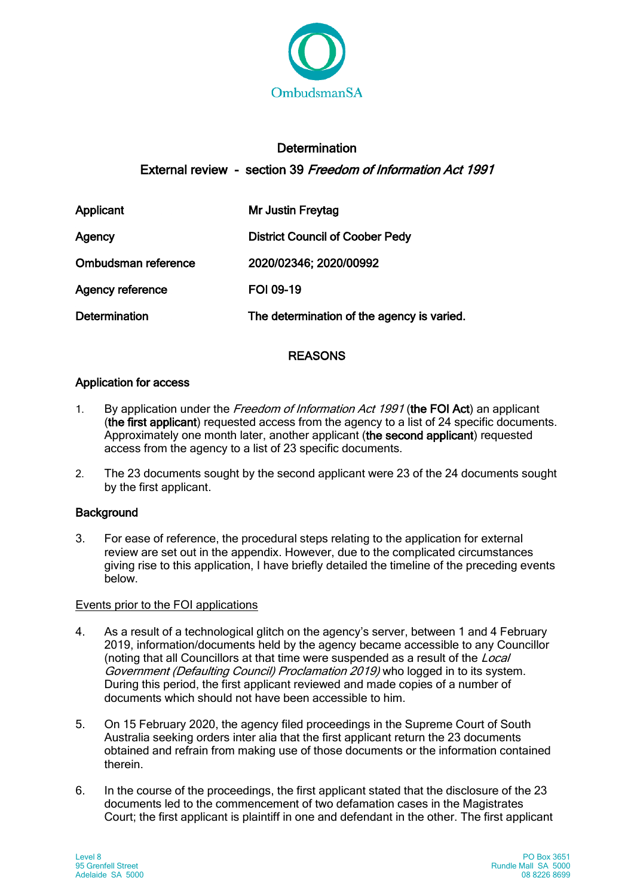OmbudsmanSA

# Determination

## External review - section 39 *Freedom of Information Act 1991*

| | |
|---|---|
| Applicant | Mr Justin Freytag |
| Agency | District Council of Coober Pedy |
| Ombudsman reference | 2020/02346; 2020/00992 |
| Agency reference | FOI 09-19 |
| Determination | The determination of the agency is varied. |

## REASONS

### Application for access

1. By application under the *Freedom of Information Act 1991* (**the FOI Act**) an applicant (**the first applicant**) requested access from the agency to a list of 24 specific documents. Approximately one month later, another applicant (**the second applicant**) requested access from the agency to a list of 23 specific documents.

2. The 23 documents sought by the second applicant were 23 of the 24 documents sought by the first applicant.

### Background

3. For ease of reference, the procedural steps relating to the application for external review are set out in the appendix. However, due to the complicated circumstances giving rise to this application, I have briefly detailed the timeline of the preceding events below.

Events prior to the FOI applications

4. As a result of a technological glitch on the agency's server, between 1 and 4 February 2019, information/documents held by the agency became accessible to any Councillor (noting that all Councillors at that time were suspended as a result of the *Local Government (Defaulting Council) Proclamation 2019)* who logged in to its system. During this period, the first applicant reviewed and made copies of a number of documents which should not have been accessible to him.

5. On 15 February 2020, the agency filed proceedings in the Supreme Court of South Australia seeking orders inter alia that the first applicant return the 23 documents obtained and refrain from making use of those documents or the information contained therein.

6. In the course of the proceedings, the first applicant stated that the disclosure of the 23 documents led to the commencement of two defamation cases in the Magistrates Court; the first applicant is plaintiff in one and defendant in the other. The first applicant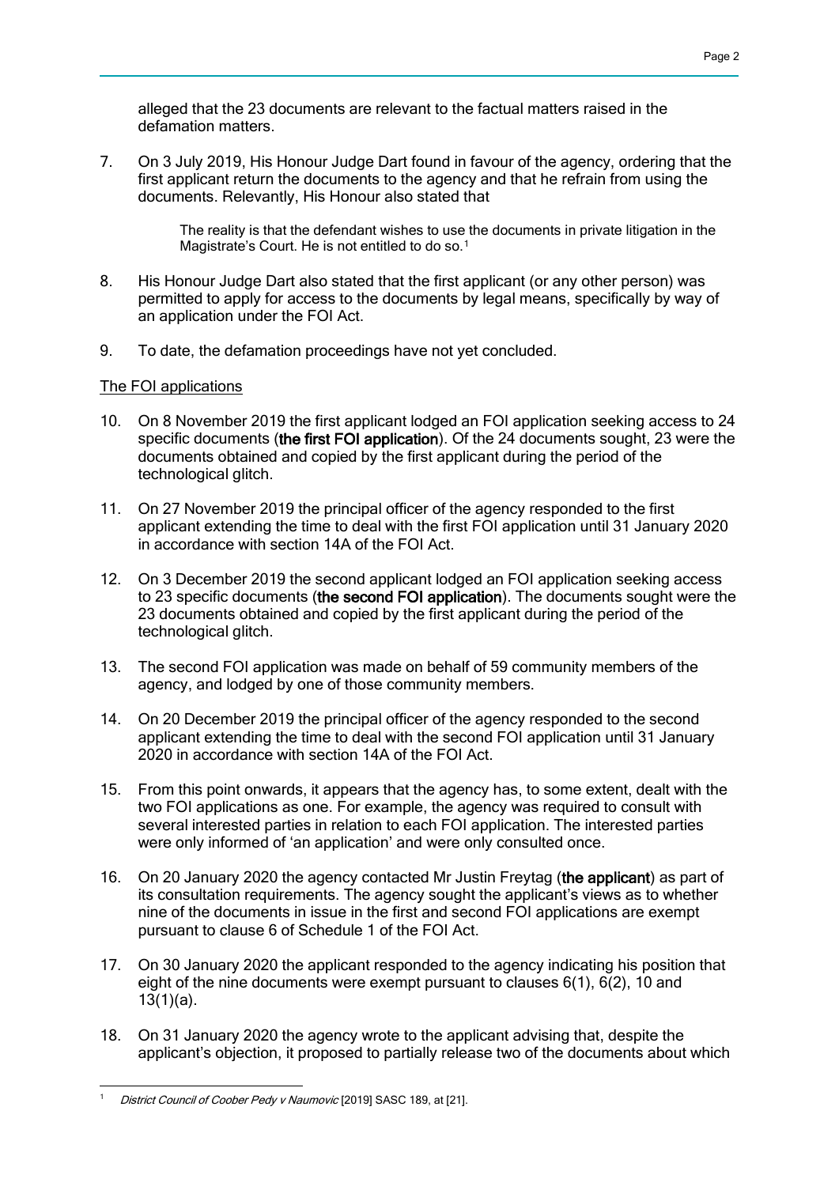alleged that the 23 documents are relevant to the factual matters raised in the defamation matters.

7. On 3 July 2019, His Honour Judge Dart found in favour of the agency, ordering that the first applicant return the documents to the agency and that he refrain from using the documents. Relevantly, His Honour also stated that

   > The reality is that the defendant wishes to use the documents in private litigation in the Magistrate's Court. He is not entitled to do so.[1]

8. His Honour Judge Dart also stated that the first applicant (or any other person) was permitted to apply for access to the documents by legal means, specifically by way of an application under the FOI Act.

9. To date, the defamation proceedings have not yet concluded.

<u>The FOI applications</u>

10. On 8 November 2019 the first applicant lodged an FOI application seeking access to 24 specific documents (**the first FOI application**). Of the 24 documents sought, 23 were the documents obtained and copied by the first applicant during the period of the technological glitch.

11. On 27 November 2019 the principal officer of the agency responded to the first applicant extending the time to deal with the first FOI application until 31 January 2020 in accordance with section 14A of the FOI Act.

12. On 3 December 2019 the second applicant lodged an FOI application seeking access to 23 specific documents (**the second FOI application**). The documents sought were the 23 documents obtained and copied by the first applicant during the period of the technological glitch.

13. The second FOI application was made on behalf of 59 community members of the agency, and lodged by one of those community members.

14. On 20 December 2019 the principal officer of the agency responded to the second applicant extending the time to deal with the second FOI application until 31 January 2020 in accordance with section 14A of the FOI Act.

15. From this point onwards, it appears that the agency has, to some extent, dealt with the two FOI applications as one. For example, the agency was required to consult with several interested parties in relation to each FOI application. The interested parties were only informed of 'an application' and were only consulted once.

16. On 20 January 2020 the agency contacted Mr Justin Freytag (**the applicant**) as part of its consultation requirements. The agency sought the applicant's views as to whether nine of the documents in issue in the first and second FOI applications are exempt pursuant to clause 6 of Schedule 1 of the FOI Act.

17. On 30 January 2020 the applicant responded to the agency indicating his position that eight of the nine documents were exempt pursuant to clauses 6(1), 6(2), 10 and 13(1)(a).

18. On 31 January 2020 the agency wrote to the applicant advising that, despite the applicant's objection, it proposed to partially release two of the documents about which

---

[1] *District Council of Coober Pedy v Naumovic* [2019] SASC 189, at [21].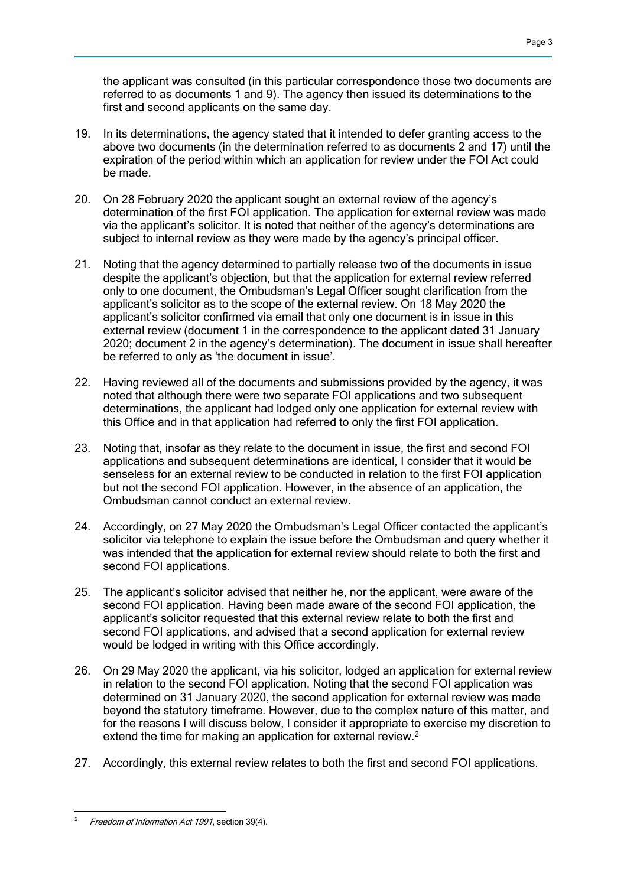the applicant was consulted (in this particular correspondence those two documents are referred to as documents 1 and 9). The agency then issued its determinations to the first and second applicants on the same day.

19. In its determinations, the agency stated that it intended to defer granting access to the above two documents (in the determination referred to as documents 2 and 17) until the expiration of the period within which an application for review under the FOI Act could be made.

20. On 28 February 2020 the applicant sought an external review of the agency's determination of the first FOI application. The application for external review was made via the applicant's solicitor. It is noted that neither of the agency's determinations are subject to internal review as they were made by the agency's principal officer.

21. Noting that the agency determined to partially release two of the documents in issue despite the applicant's objection, but that the application for external review referred only to one document, the Ombudsman's Legal Officer sought clarification from the applicant's solicitor as to the scope of the external review. On 18 May 2020 the applicant's solicitor confirmed via email that only one document is in issue in this external review (document 1 in the correspondence to the applicant dated 31 January 2020; document 2 in the agency's determination). The document in issue shall hereafter be referred to only as 'the document in issue'.

22. Having reviewed all of the documents and submissions provided by the agency, it was noted that although there were two separate FOI applications and two subsequent determinations, the applicant had lodged only one application for external review with this Office and in that application had referred to only the first FOI application.

23. Noting that, insofar as they relate to the document in issue, the first and second FOI applications and subsequent determinations are identical, I consider that it would be senseless for an external review to be conducted in relation to the first FOI application but not the second FOI application. However, in the absence of an application, the Ombudsman cannot conduct an external review.

24. Accordingly, on 27 May 2020 the Ombudsman's Legal Officer contacted the applicant's solicitor via telephone to explain the issue before the Ombudsman and query whether it was intended that the application for external review should relate to both the first and second FOI applications.

25. The applicant's solicitor advised that neither he, nor the applicant, were aware of the second FOI application. Having been made aware of the second FOI application, the applicant's solicitor requested that this external review relate to both the first and second FOI applications, and advised that a second application for external review would be lodged in writing with this Office accordingly.

26. On 29 May 2020 the applicant, via his solicitor, lodged an application for external review in relation to the second FOI application. Noting that the second FOI application was determined on 31 January 2020, the second application for external review was made beyond the statutory timeframe. However, due to the complex nature of this matter, and for the reasons I will discuss below, I consider it appropriate to exercise my discretion to extend the time for making an application for external review.[2]

27. Accordingly, this external review relates to both the first and second FOI applications.

---

[2] *Freedom of Information Act 1991*, section 39(4).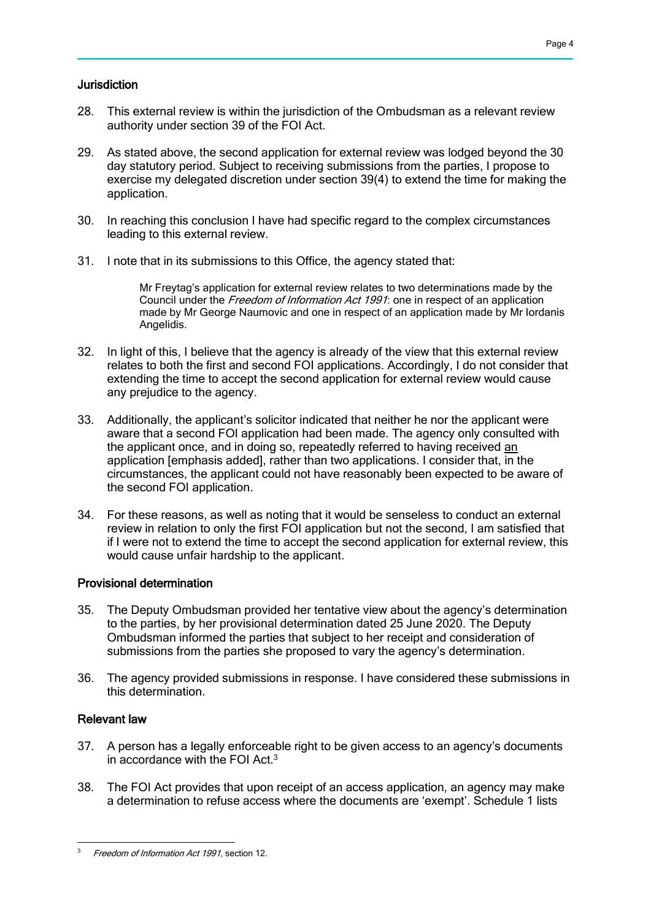### Jurisdiction

28. This external review is within the jurisdiction of the Ombudsman as a relevant review authority under section 39 of the FOI Act.

29. As stated above, the second application for external review was lodged beyond the 30 day statutory period. Subject to receiving submissions from the parties, I propose to exercise my delegated discretion under section 39(4) to extend the time for making the application.

30. In reaching this conclusion I have had specific regard to the complex circumstances leading to this external review.

31. I note that in its submissions to this Office, the agency stated that:

> Mr Freytag's application for external review relates to two determinations made by the Council under the *Freedom of Information Act 1991*: one in respect of an application made by Mr George Naumovic and one in respect of an application made by Mr Iordanis Angelidis.

32. In light of this, I believe that the agency is already of the view that this external review relates to both the first and second FOI applications. Accordingly, I do not consider that extending the time to accept the second application for external review would cause any prejudice to the agency.

33. Additionally, the applicant's solicitor indicated that neither he nor the applicant were aware that a second FOI application had been made. The agency only consulted with the applicant once, and in doing so, repeatedly referred to having received <u>an</u> application [emphasis added], rather than two applications. I consider that, in the circumstances, the applicant could not have reasonably been expected to be aware of the second FOI application.

34. For these reasons, as well as noting that it would be senseless to conduct an external review in relation to only the first FOI application but not the second, I am satisfied that if I were not to extend the time to accept the second application for external review, this would cause unfair hardship to the applicant.

### Provisional determination

35. The Deputy Ombudsman provided her tentative view about the agency's determination to the parties, by her provisional determination dated 25 June 2020. The Deputy Ombudsman informed the parties that subject to her receipt and consideration of submissions from the parties she proposed to vary the agency's determination.

36. The agency provided submissions in response. I have considered these submissions in this determination.

### Relevant law

37. A person has a legally enforceable right to be given access to an agency's documents in accordance with the FOI Act.[3]

38. The FOI Act provides that upon receipt of an access application, an agency may make a determination to refuse access where the documents are 'exempt'. Schedule 1 lists

---

[3] *Freedom of Information Act 1991*, section 12.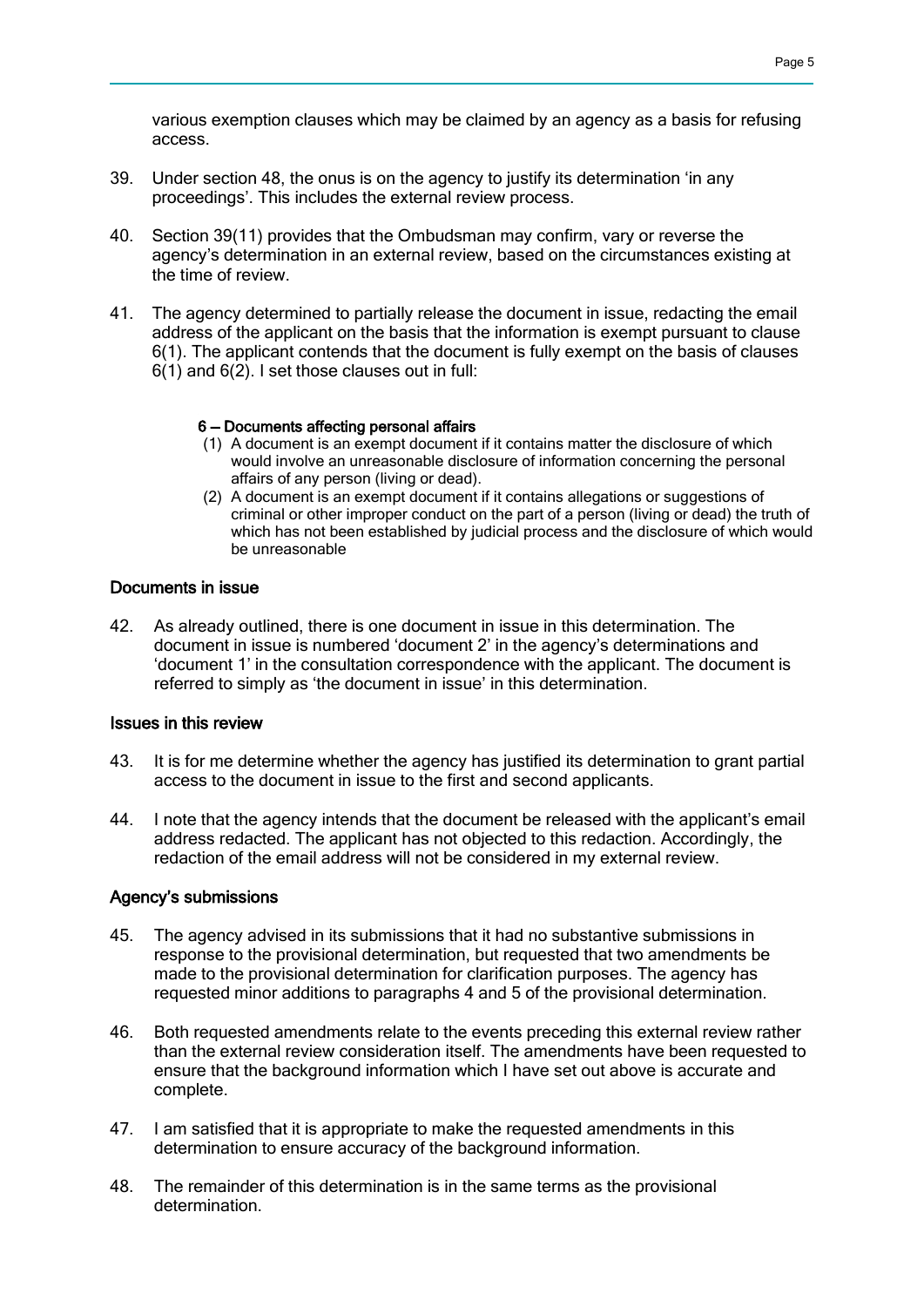various exemption clauses which may be claimed by an agency as a basis for refusing access.

39. Under section 48, the onus is on the agency to justify its determination 'in any proceedings'. This includes the external review process.

40. Section 39(11) provides that the Ombudsman may confirm, vary or reverse the agency's determination in an external review, based on the circumstances existing at the time of review.

41. The agency determined to partially release the document in issue, redacting the email address of the applicant on the basis that the information is exempt pursuant to clause 6(1). The applicant contends that the document is fully exempt on the basis of clauses 6(1) and 6(2). I set those clauses out in full:

> **6 — Documents affecting personal affairs**
>
> (1) A document is an exempt document if it contains matter the disclosure of which would involve an unreasonable disclosure of information concerning the personal affairs of any person (living or dead).
>
> (2) A document is an exempt document if it contains allegations or suggestions of criminal or other improper conduct on the part of a person (living or dead) the truth of which has not been established by judicial process and the disclosure of which would be unreasonable

## Documents in issue

42. As already outlined, there is one document in issue in this determination. The document in issue is numbered 'document 2' in the agency's determinations and 'document 1' in the consultation correspondence with the applicant. The document is referred to simply as 'the document in issue' in this determination.

## Issues in this review

43. It is for me determine whether the agency has justified its determination to grant partial access to the document in issue to the first and second applicants.

44. I note that the agency intends that the document be released with the applicant's email address redacted. The applicant has not objected to this redaction. Accordingly, the redaction of the email address will not be considered in my external review.

## Agency's submissions

45. The agency advised in its submissions that it had no substantive submissions in response to the provisional determination, but requested that two amendments be made to the provisional determination for clarification purposes. The agency has requested minor additions to paragraphs 4 and 5 of the provisional determination.

46. Both requested amendments relate to the events preceding this external review rather than the external review consideration itself. The amendments have been requested to ensure that the background information which I have set out above is accurate and complete.

47. I am satisfied that it is appropriate to make the requested amendments in this determination to ensure accuracy of the background information.

48. The remainder of this determination is in the same terms as the provisional determination.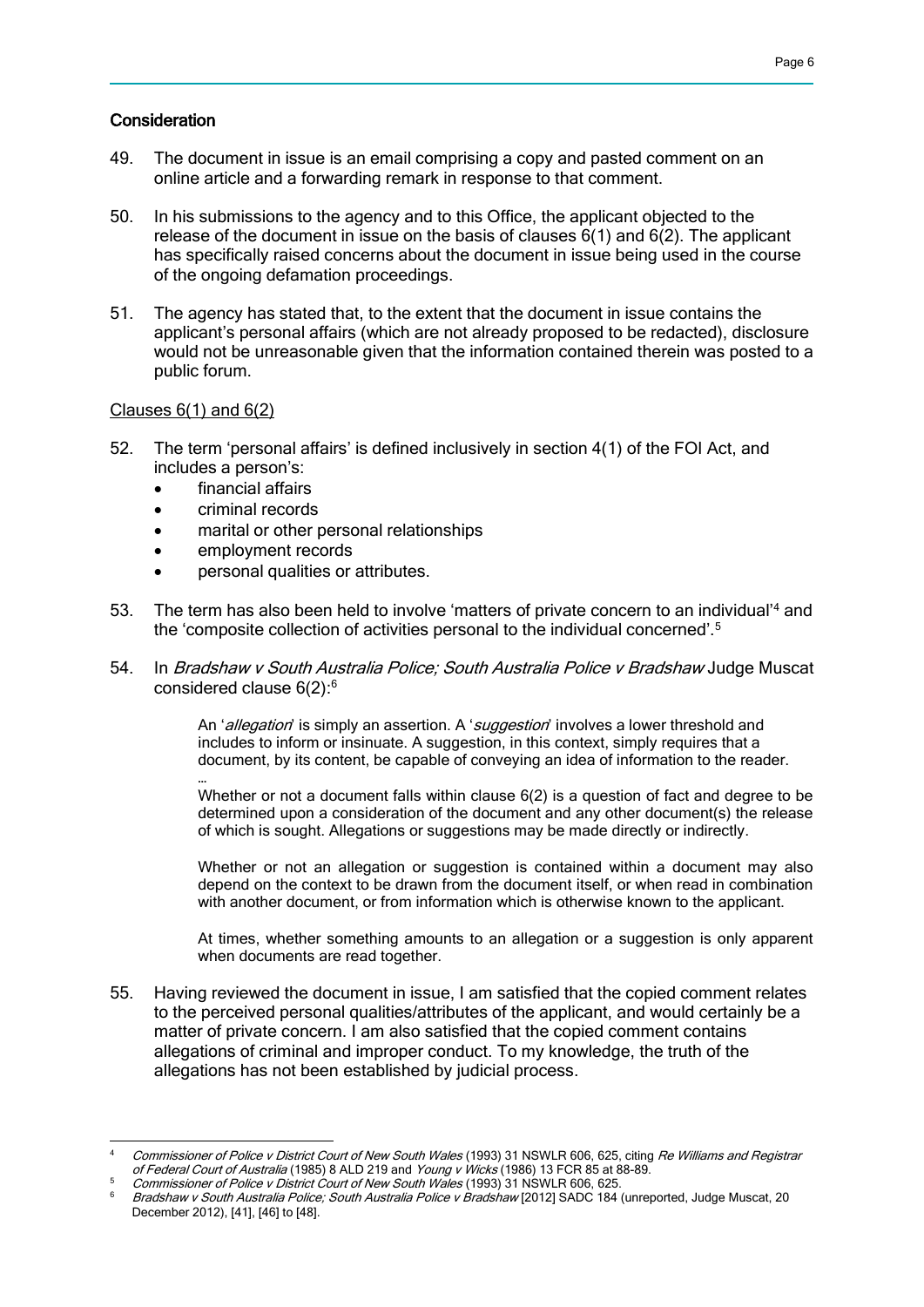## Consideration

49. The document in issue is an email comprising a copy and pasted comment on an online article and a forwarding remark in response to that comment.

50. In his submissions to the agency and to this Office, the applicant objected to the release of the document in issue on the basis of clauses 6(1) and 6(2). The applicant has specifically raised concerns about the document in issue being used in the course of the ongoing defamation proceedings.

51. The agency has stated that, to the extent that the document in issue contains the applicant's personal affairs (which are not already proposed to be redacted), disclosure would not be unreasonable given that the information contained therein was posted to a public forum.

### Clauses 6(1) and 6(2)

52. The term 'personal affairs' is defined inclusively in section 4(1) of the FOI Act, and includes a person's:
    - financial affairs
    - criminal records
    - marital or other personal relationships
    - employment records
    - personal qualities or attributes.

53. The term has also been held to involve 'matters of private concern to an individual'[4] and the 'composite collection of activities personal to the individual concerned'.[5]

54. In *Bradshaw v South Australia Police; South Australia Police v Bradshaw* Judge Muscat considered clause 6(2):[6]

    > An '*allegation*' is simply an assertion. A '*suggestion*' involves a lower threshold and includes to inform or insinuate. A suggestion, in this context, simply requires that a document, by its content, be capable of conveying an idea of information to the reader.
    >
    > …
    >
    > Whether or not a document falls within clause 6(2) is a question of fact and degree to be determined upon a consideration of the document and any other document(s) the release of which is sought. Allegations or suggestions may be made directly or indirectly.
    >
    > Whether or not an allegation or suggestion is contained within a document may also depend on the context to be drawn from the document itself, or when read in combination with another document, or from information which is otherwise known to the applicant.
    >
    > At times, whether something amounts to an allegation or a suggestion is only apparent when documents are read together.

55. Having reviewed the document in issue, I am satisfied that the copied comment relates to the perceived personal qualities/attributes of the applicant, and would certainly be a matter of private concern. I am also satisfied that the copied comment contains allegations of criminal and improper conduct. To my knowledge, the truth of the allegations has not been established by judicial process.

---

[4] *Commissioner of Police v District Court of New South Wales* (1993) 31 NSWLR 606, 625, citing *Re Williams and Registrar of Federal Court of Australia* (1985) 8 ALD 219 and *Young v Wicks* (1986) 13 FCR 85 at 88-89.

[5] *Commissioner of Police v District Court of New South Wales* (1993) 31 NSWLR 606, 625.

[6] *Bradshaw v South Australia Police; South Australia Police v Bradshaw* [2012] SADC 184 (unreported, Judge Muscat, 20 December 2012), [41], [46] to [48].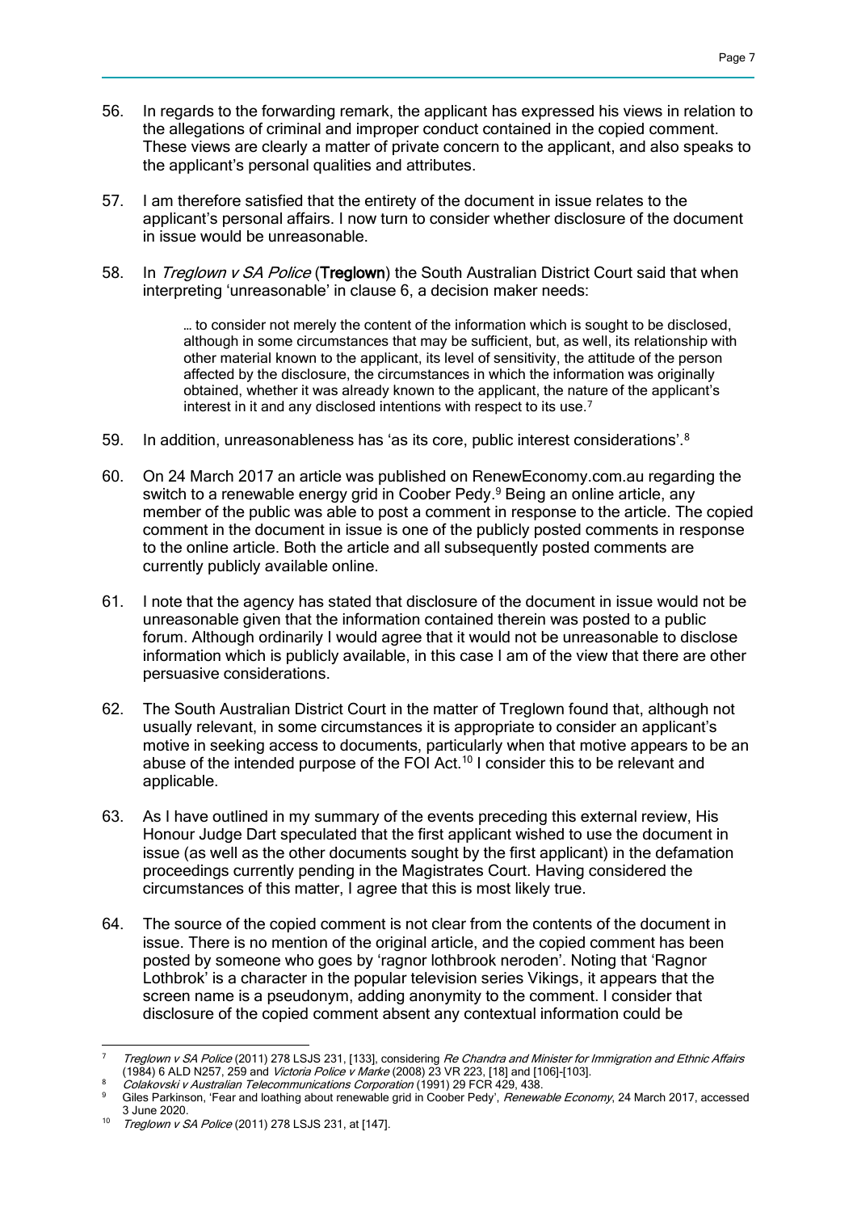56. In regards to the forwarding remark, the applicant has expressed his views in relation to the allegations of criminal and improper conduct contained in the copied comment. These views are clearly a matter of private concern to the applicant, and also speaks to the applicant's personal qualities and attributes.

57. I am therefore satisfied that the entirety of the document in issue relates to the applicant's personal affairs. I now turn to consider whether disclosure of the document in issue would be unreasonable.

58. In *Treglown v SA Police* (**Treglown**) the South Australian District Court said that when interpreting 'unreasonable' in clause 6, a decision maker needs:

> … to consider not merely the content of the information which is sought to be disclosed, although in some circumstances that may be sufficient, but, as well, its relationship with other material known to the applicant, its level of sensitivity, the attitude of the person affected by the disclosure, the circumstances in which the information was originally obtained, whether it was already known to the applicant, the nature of the applicant's interest in it and any disclosed intentions with respect to its use.[7]

59. In addition, unreasonableness has 'as its core, public interest considerations'.[8]

60. On 24 March 2017 an article was published on RenewEconomy.com.au regarding the switch to a renewable energy grid in Coober Pedy.[9] Being an online article, any member of the public was able to post a comment in response to the article. The copied comment in the document in issue is one of the publicly posted comments in response to the online article. Both the article and all subsequently posted comments are currently publicly available online.

61. I note that the agency has stated that disclosure of the document in issue would not be unreasonable given that the information contained therein was posted to a public forum. Although ordinarily I would agree that it would not be unreasonable to disclose information which is publicly available, in this case I am of the view that there are other persuasive considerations.

62. The South Australian District Court in the matter of Treglown found that, although not usually relevant, in some circumstances it is appropriate to consider an applicant's motive in seeking access to documents, particularly when that motive appears to be an abuse of the intended purpose of the FOI Act.[10] I consider this to be relevant and applicable.

63. As I have outlined in my summary of the events preceding this external review, His Honour Judge Dart speculated that the first applicant wished to use the document in issue (as well as the other documents sought by the first applicant) in the defamation proceedings currently pending in the Magistrates Court. Having considered the circumstances of this matter, I agree that this is most likely true.

64. The source of the copied comment is not clear from the contents of the document in issue. There is no mention of the original article, and the copied comment has been posted by someone who goes by 'ragnor lothbrook neroden'. Noting that 'Ragnor Lothbrok' is a character in the popular television series Vikings, it appears that the screen name is a pseudonym, adding anonymity to the comment. I consider that disclosure of the copied comment absent any contextual information could be

---

[7] *Treglown v SA Police* (2011) 278 LSJS 231, [133], considering *Re Chandra and Minister for Immigration and Ethnic Affairs* (1984) 6 ALD N257, 259 and *Victoria Police v Marke* (2008) 23 VR 223, [18] and [106]-[103].

[8] *Colakovski v Australian Telecommunications Corporation* (1991) 29 FCR 429, 438.

[9] Giles Parkinson, 'Fear and loathing about renewable grid in Coober Pedy', *Renewable Economy*, 24 March 2017, accessed 3 June 2020.

[10] *Treglown v SA Police* (2011) 278 LSJS 231, at [147].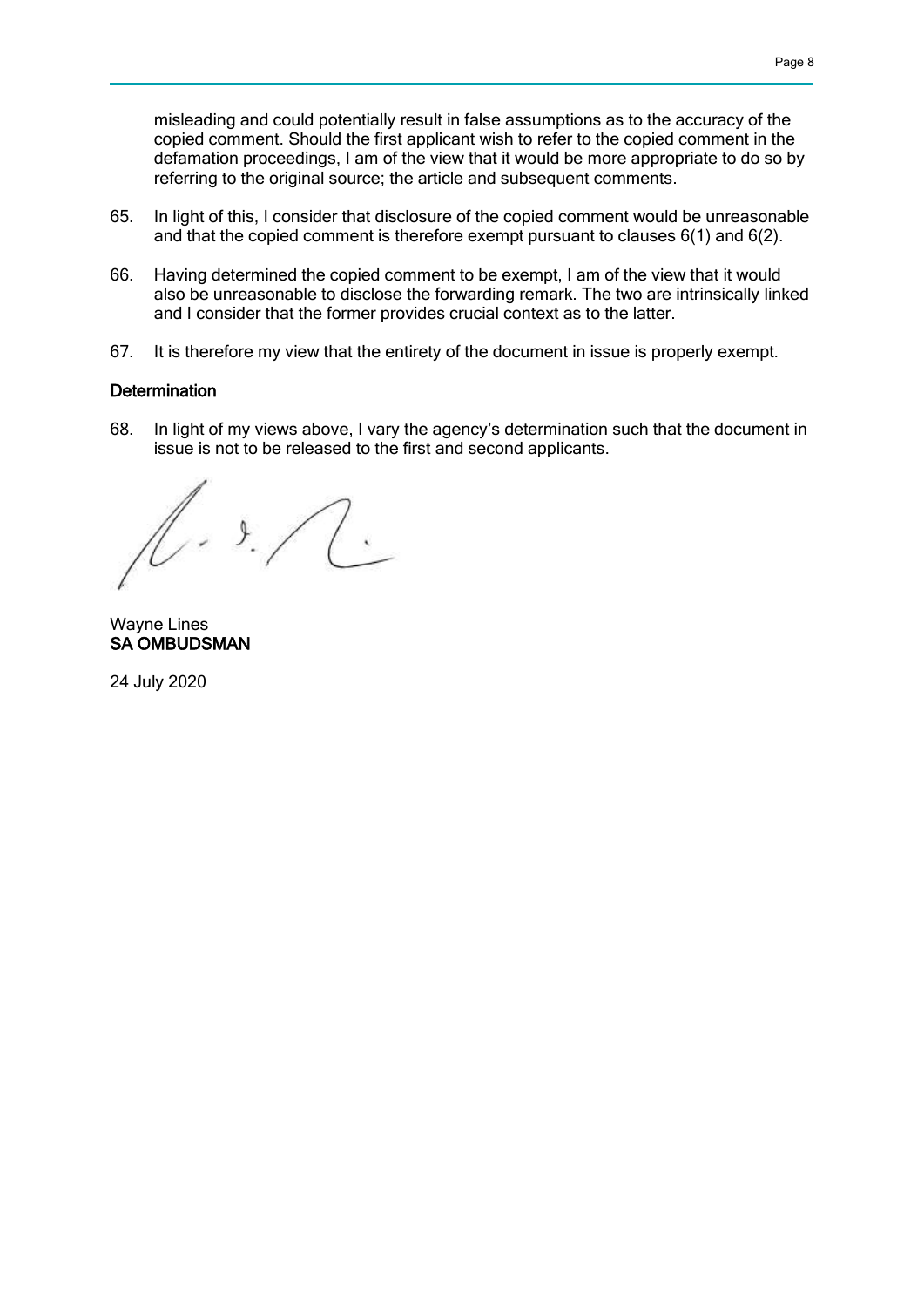misleading and could potentially result in false assumptions as to the accuracy of the copied comment. Should the first applicant wish to refer to the copied comment in the defamation proceedings, I am of the view that it would be more appropriate to do so by referring to the original source; the article and subsequent comments.

65. In light of this, I consider that disclosure of the copied comment would be unreasonable and that the copied comment is therefore exempt pursuant to clauses 6(1) and 6(2).

66. Having determined the copied comment to be exempt, I am of the view that it would also be unreasonable to disclose the forwarding remark. The two are intrinsically linked and I consider that the former provides crucial context as to the latter.

67. It is therefore my view that the entirety of the document in issue is properly exempt.

**Determination**

68. In light of my views above, I vary the agency's determination such that the document in issue is not to be released to the first and second applicants.

Wayne Lines
**SA OMBUDSMAN**

24 July 2020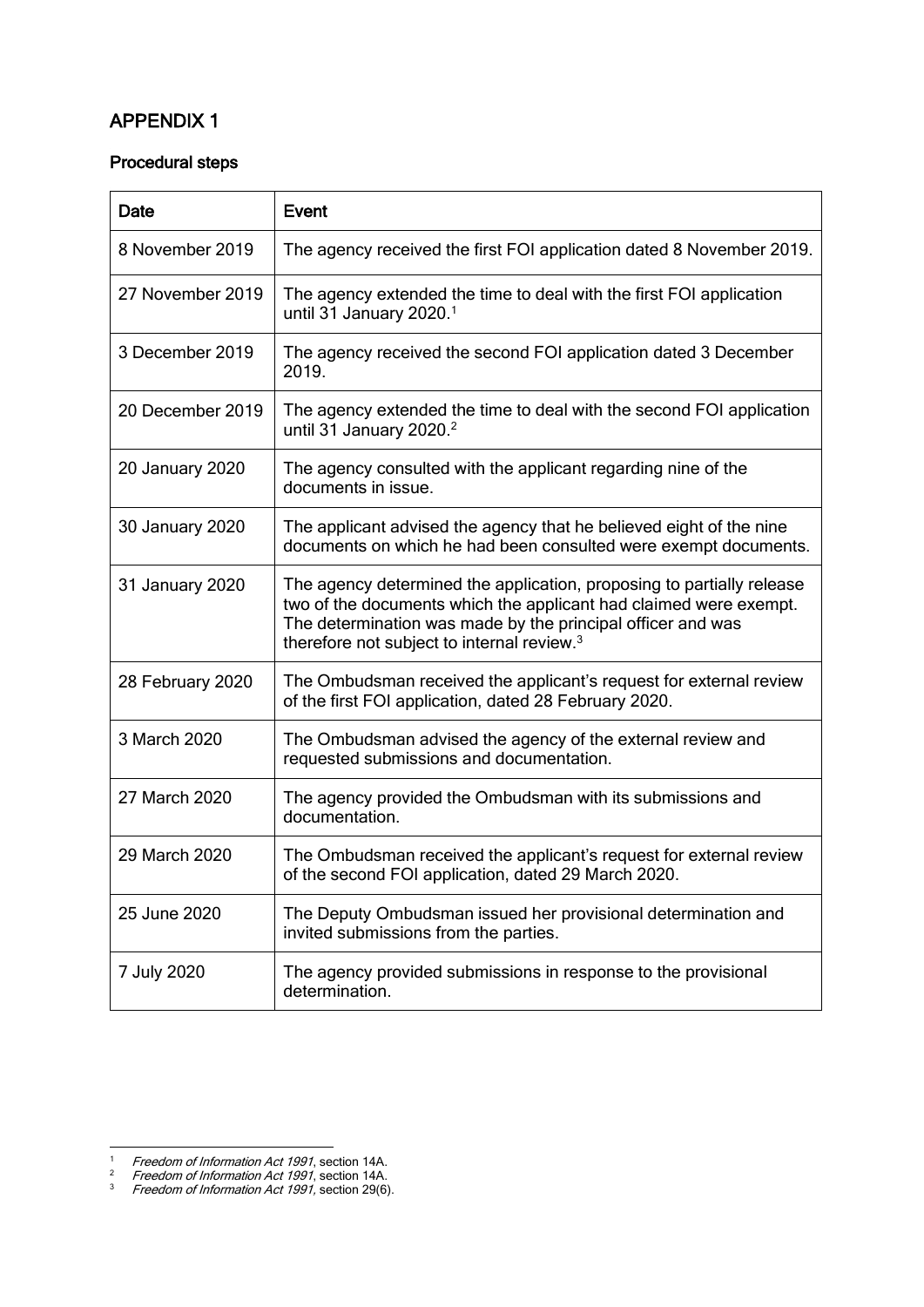# APPENDIX 1

## Procedural steps

| Date | Event |
|---|---|
| 8 November 2019 | The agency received the first FOI application dated 8 November 2019. |
| 27 November 2019 | The agency extended the time to deal with the first FOI application until 31 January 2020.[1] |
| 3 December 2019 | The agency received the second FOI application dated 3 December 2019. |
| 20 December 2019 | The agency extended the time to deal with the second FOI application until 31 January 2020.[2] |
| 20 January 2020 | The agency consulted with the applicant regarding nine of the documents in issue. |
| 30 January 2020 | The applicant advised the agency that he believed eight of the nine documents on which he had been consulted were exempt documents. |
| 31 January 2020 | The agency determined the application, proposing to partially release two of the documents which the applicant had claimed were exempt. The determination was made by the principal officer and was therefore not subject to internal review.[3] |
| 28 February 2020 | The Ombudsman received the applicant's request for external review of the first FOI application, dated 28 February 2020. |
| 3 March 2020 | The Ombudsman advised the agency of the external review and requested submissions and documentation. |
| 27 March 2020 | The agency provided the Ombudsman with its submissions and documentation. |
| 29 March 2020 | The Ombudsman received the applicant's request for external review of the second FOI application, dated 29 March 2020. |
| 25 June 2020 | The Deputy Ombudsman issued her provisional determination and invited submissions from the parties. |
| 7 July 2020 | The agency provided submissions in response to the provisional determination. |

---

[1] *Freedom of Information Act 1991*, section 14A.

[2] *Freedom of Information Act 1991*, section 14A.

[3] *Freedom of Information Act 1991*, section 29(6).